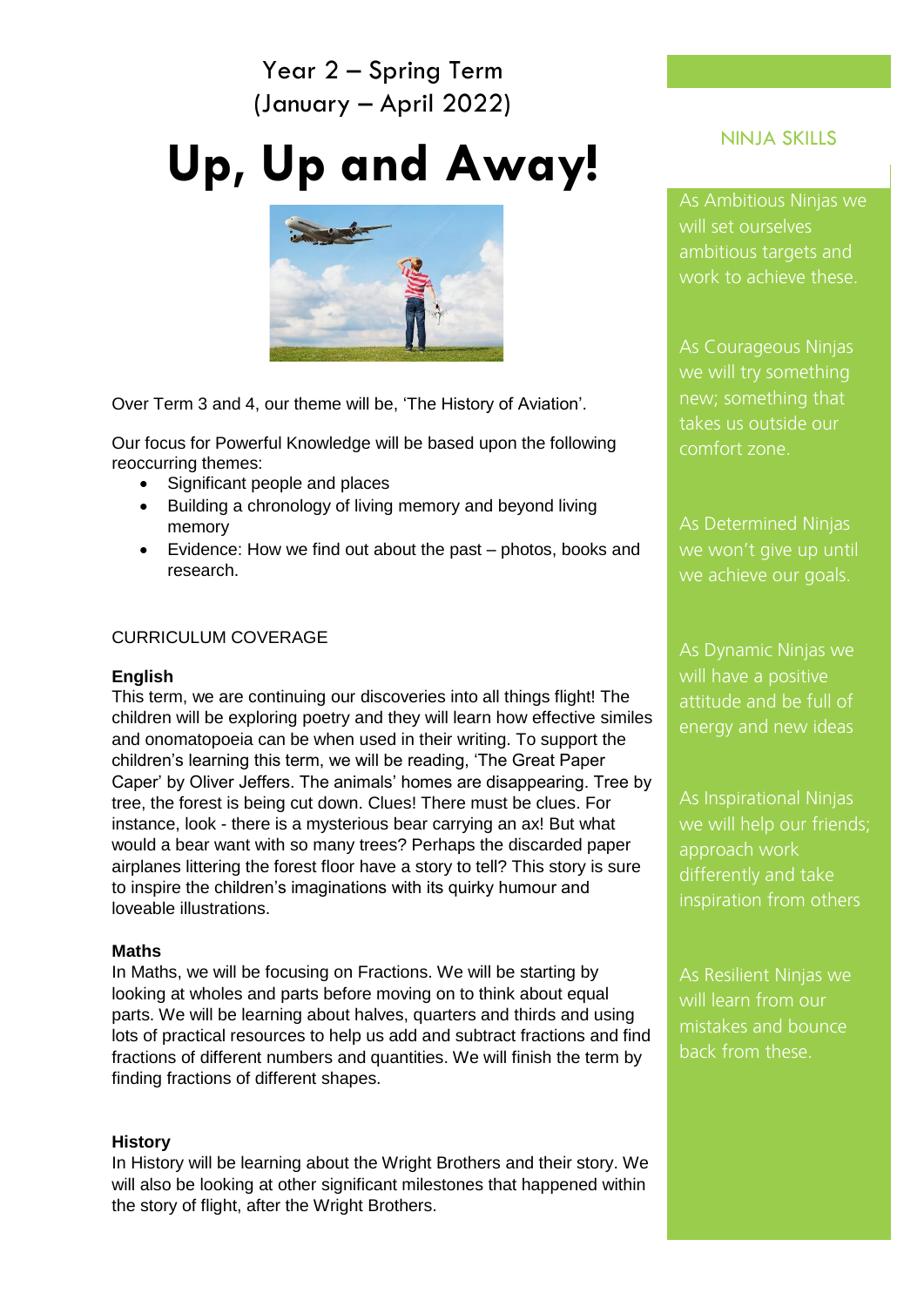Year 2 – Spring Term
(January – April 2022)

# Up, Up and Away!

Over Term 3 and 4, our theme will be, 'The History of Aviation'.

Our focus for Powerful Knowledge will be based upon the following reoccurring themes:

- Significant people and places
- Building a chronology of living memory and beyond living memory
- Evidence: How we find out about the past – photos, books and research.

CURRICULUM COVERAGE

**English**
This term, we are continuing our discoveries into all things flight! The children will be exploring poetry and they will learn how effective similes and onomatopoeia can be when used in their writing. To support the children's learning this term, we will be reading, 'The Great Paper Caper' by Oliver Jeffers. The animals' homes are disappearing. Tree by tree, the forest is being cut down. Clues! There must be clues. For instance, look - there is a mysterious bear carrying an ax! But what would a bear want with so many trees? Perhaps the discarded paper airplanes littering the forest floor have a story to tell? This story is sure to inspire the children's imaginations with its quirky humour and loveable illustrations.

**Maths**
In Maths, we will be focusing on Fractions. We will be starting by looking at wholes and parts before moving on to think about equal parts. We will be learning about halves, quarters and thirds and using lots of practical resources to help us add and subtract fractions and find fractions of different numbers and quantities. We will finish the term by finding fractions of different shapes.

**History**
In History will be learning about the Wright Brothers and their story. We will also be looking at other significant milestones that happened within the story of flight, after the Wright Brothers.

## NINJA SKILLS

As Ambitious Ninjas we will set ourselves ambitious targets and work to achieve these.

As Courageous Ninjas we will try something new; something that takes us outside our comfort zone.

As Determined Ninjas we won't give up until we achieve our goals.

As Dynamic Ninjas we will have a positive attitude and be full of energy and new ideas

As Inspirational Ninjas we will help our friends; approach work differently and take inspiration from others

As Resilient Ninjas we will learn from our mistakes and bounce back from these.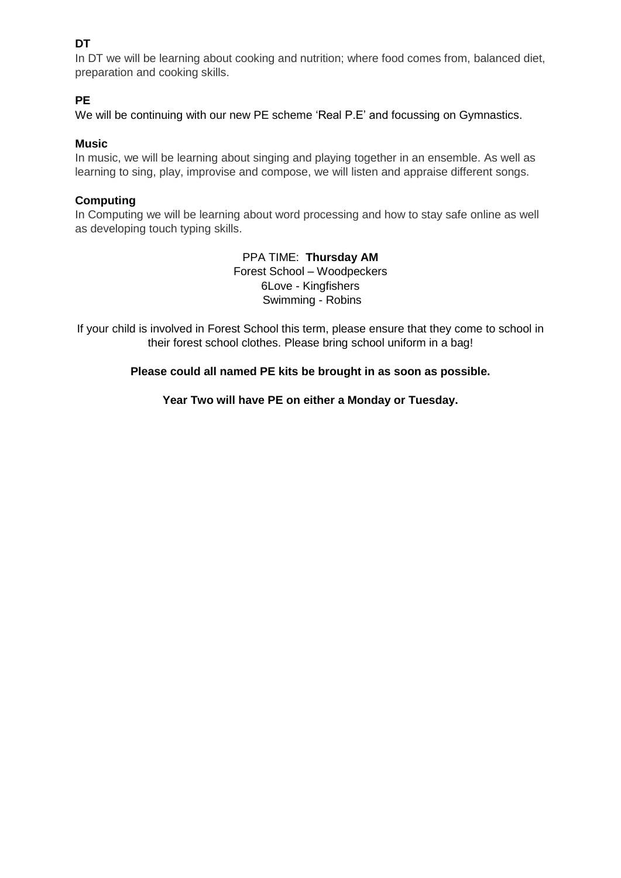**DT**

In DT we will be learning about cooking and nutrition; where food comes from, balanced diet, preparation and cooking skills.

**PE**

We will be continuing with our new PE scheme 'Real P.E' and focussing on Gymnastics.

**Music**

In music, we will be learning about singing and playing together in an ensemble. As well as learning to sing, play, improvise and compose, we will listen and appraise different songs.

**Computing**

In Computing we will be learning about word processing and how to stay safe online as well as developing touch typing skills.

PPA TIME: **Thursday AM**
Forest School – Woodpeckers
6Love - Kingfishers
Swimming - Robins

If your child is involved in Forest School this term, please ensure that they come to school in their forest school clothes. Please bring school uniform in a bag!

**Please could all named PE kits be brought in as soon as possible.**

**Year Two will have PE on either a Monday or Tuesday.**